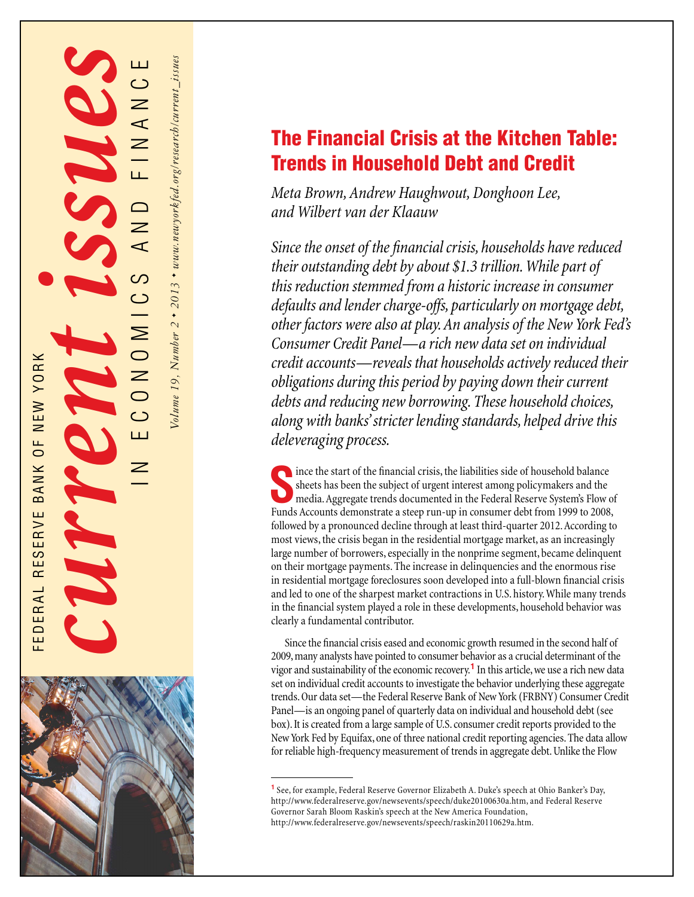# The Financial Crisis at the Kitchen Table: Trends in Household Debt and Credit

*Meta Brown, Andrew Haughwout, Donghoon Lee, and Wilbert van der Klaauw*

*Since the onset of the financial crisis, households have reduced their outstanding debt by about $1.3 trillion. While part of this reduction stemmed from a historic increase in consumer defaults and lender charge-offs, particularly on mortgage debt, other factors were also at play. An analysis of the New York Fed's Consumer Credit Panel—a rich new data set on individual credit accounts—reveals that households actively reduced their obligations during this period by paying down their current debts and reducing new borrowing. These household choices, along with banks' stricter lending standards, helped drive this deleveraging process.*

Since the start of the financial crisis, the liabilities side of household balance sheets has been the subject of urgent interest among policymakers and the media. Aggregate trends documented in the Federal Reserve System's Flow of Funds Accounts demonstrate a steep run-up in consumer debt from 1999 to 2008, followed by a pronounced decline through at least third-quarter 2012. According to most views, the crisis began in the residential mortgage market, as an increasingly large number of borrowers, especially in the nonprime segment, became delinquent on their mortgage payments. The increase in delinquencies and the enormous rise in residential mortgage foreclosures soon developed into a full-blown financial crisis and led to one of the sharpest market contractions in U.S. history. While many trends in the financial system played a role in these developments, household behavior was clearly a fundamental contributor.

Since the financial crisis eased and economic growth resumed in the second half of 2009, many analysts have pointed to consumer behavior as a crucial determinant of the vigor and sustainability of the economic recovery.[1] In this article, we use a rich new data set on individual credit accounts to investigate the behavior underlying these aggregate trends. Our data set—the Federal Reserve Bank of New York (FRBNY) Consumer Credit Panel—is an ongoing panel of quarterly data on individual and household debt (see box). It is created from a large sample of U.S. consumer credit reports provided to the New York Fed by Equifax, one of three national credit reporting agencies. The data allow for reliable high-frequency measurement of trends in aggregate debt. Unlike the Flow

---

[1] See, for example, Federal Reserve Governor Elizabeth A. Duke's speech at Ohio Banker's Day, http://www.federalreserve.gov/newsevents/speech/duke20100630a.htm, and Federal Reserve Governor Sarah Bloom Raskin's speech at the New America Foundation, http://www.federalreserve.gov/newsevents/speech/raskin20110629a.htm.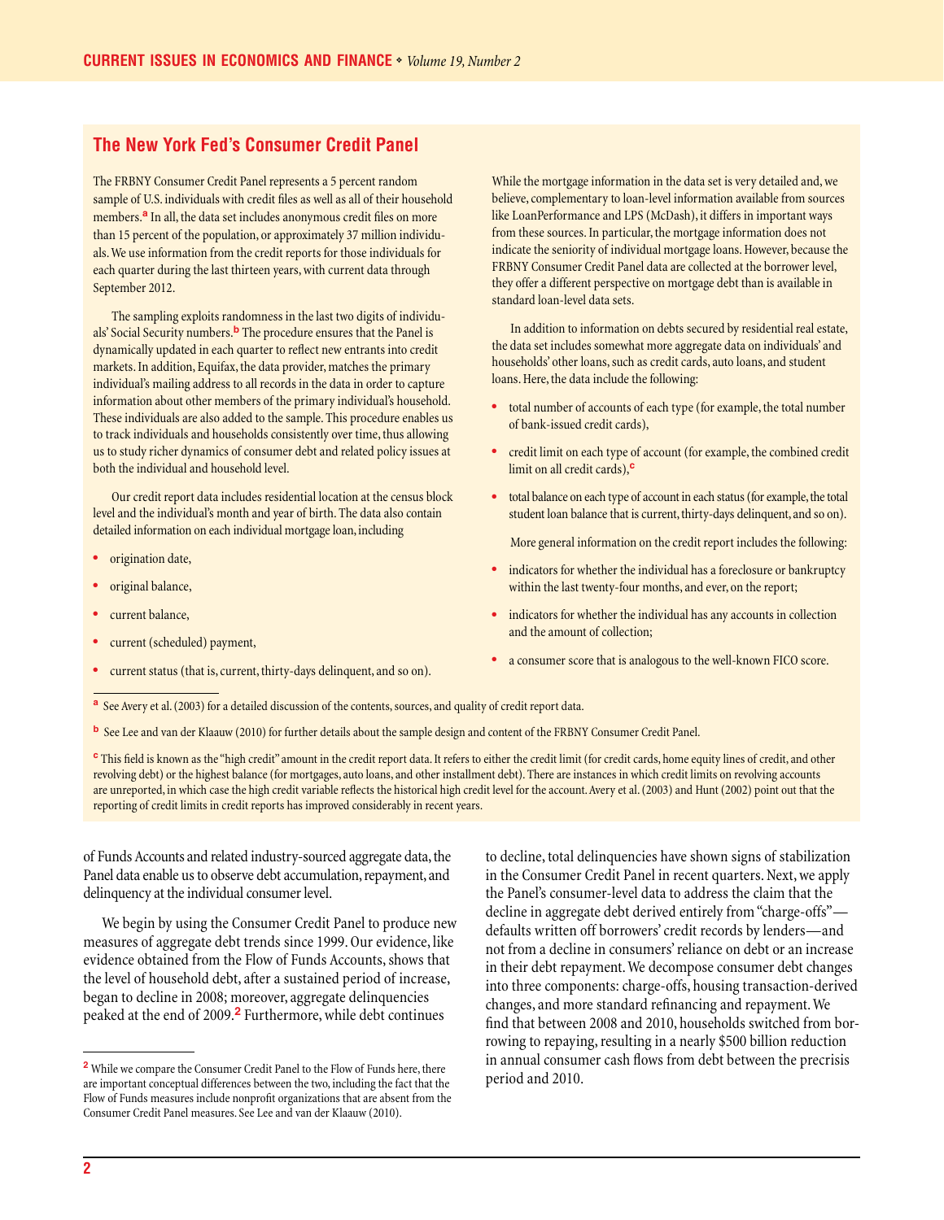## The New York Fed's Consumer Credit Panel

The FRBNY Consumer Credit Panel represents a 5 percent random sample of U.S. individuals with credit files as well as all of their household members.[a] In all, the data set includes anonymous credit files on more than 15 percent of the population, or approximately 37 million individuals. We use information from the credit reports for those individuals for each quarter during the last thirteen years, with current data through September 2012.

The sampling exploits randomness in the last two digits of individuals' Social Security numbers.[b] The procedure ensures that the Panel is dynamically updated in each quarter to reflect new entrants into credit markets. In addition, Equifax, the data provider, matches the primary individual's mailing address to all records in the data in order to capture information about other members of the primary individual's household. These individuals are also added to the sample. This procedure enables us to track individuals and households consistently over time, thus allowing us to study richer dynamics of consumer debt and related policy issues at both the individual and household level.

Our credit report data includes residential location at the census block level and the individual's month and year of birth. The data also contain detailed information on each individual mortgage loan, including

- origination date,
- original balance,
- current balance,
- current (scheduled) payment,
- current status (that is, current, thirty-days delinquent, and so on).

While the mortgage information in the data set is very detailed and, we believe, complementary to loan-level information available from sources like LoanPerformance and LPS (McDash), it differs in important ways from these sources. In particular, the mortgage information does not indicate the seniority of individual mortgage loans. However, because the FRBNY Consumer Credit Panel data are collected at the borrower level, they offer a different perspective on mortgage debt than is available in standard loan-level data sets.

In addition to information on debts secured by residential real estate, the data set includes somewhat more aggregate data on individuals' and households' other loans, such as credit cards, auto loans, and student loans. Here, the data include the following:

- total number of accounts of each type (for example, the total number of bank-issued credit cards),
- credit limit on each type of account (for example, the combined credit limit on all credit cards),[c]
- total balance on each type of account in each status (for example, the total student loan balance that is current, thirty-days delinquent, and so on).

More general information on the credit report includes the following:

- indicators for whether the individual has a foreclosure or bankruptcy within the last twenty-four months, and ever, on the report;
- indicators for whether the individual has any accounts in collection and the amount of collection;
- a consumer score that is analogous to the well-known FICO score.

[a] See Avery et al. (2003) for a detailed discussion of the contents, sources, and quality of credit report data.

[b] See Lee and van der Klaauw (2010) for further details about the sample design and content of the FRBNY Consumer Credit Panel.

[c] This field is known as the "high credit" amount in the credit report data. It refers to either the credit limit (for credit cards, home equity lines of credit, and other revolving debt) or the highest balance (for mortgages, auto loans, and other installment debt). There are instances in which credit limits on revolving accounts are unreported, in which case the high credit variable reflects the historical high credit level for the account. Avery et al. (2003) and Hunt (2002) point out that the reporting of credit limits in credit reports has improved considerably in recent years.

of Funds Accounts and related industry-sourced aggregate data, the Panel data enable us to observe debt accumulation, repayment, and delinquency at the individual consumer level.

We begin by using the Consumer Credit Panel to produce new measures of aggregate debt trends since 1999. Our evidence, like evidence obtained from the Flow of Funds Accounts, shows that the level of household debt, after a sustained period of increase, began to decline in 2008; moreover, aggregate delinquencies peaked at the end of 2009.[2] Furthermore, while debt continues to decline, total delinquencies have shown signs of stabilization in the Consumer Credit Panel in recent quarters. Next, we apply the Panel's consumer-level data to address the claim that the decline in aggregate debt derived entirely from "charge-offs"—defaults written off borrowers' credit records by lenders—and not from a decline in consumers' reliance on debt or an increase in their debt repayment. We decompose consumer debt changes into three components: charge-offs, housing transaction-derived changes, and more standard refinancing and repayment. We find that between 2008 and 2010, households switched from borrowing to repaying, resulting in a nearly $500 billion reduction in annual consumer cash flows from debt between the precrisis period and 2010.

[2] While we compare the Consumer Credit Panel to the Flow of Funds here, there are important conceptual differences between the two, including the fact that the Flow of Funds measures include nonprofit organizations that are absent from the Consumer Credit Panel measures. See Lee and van der Klaauw (2010).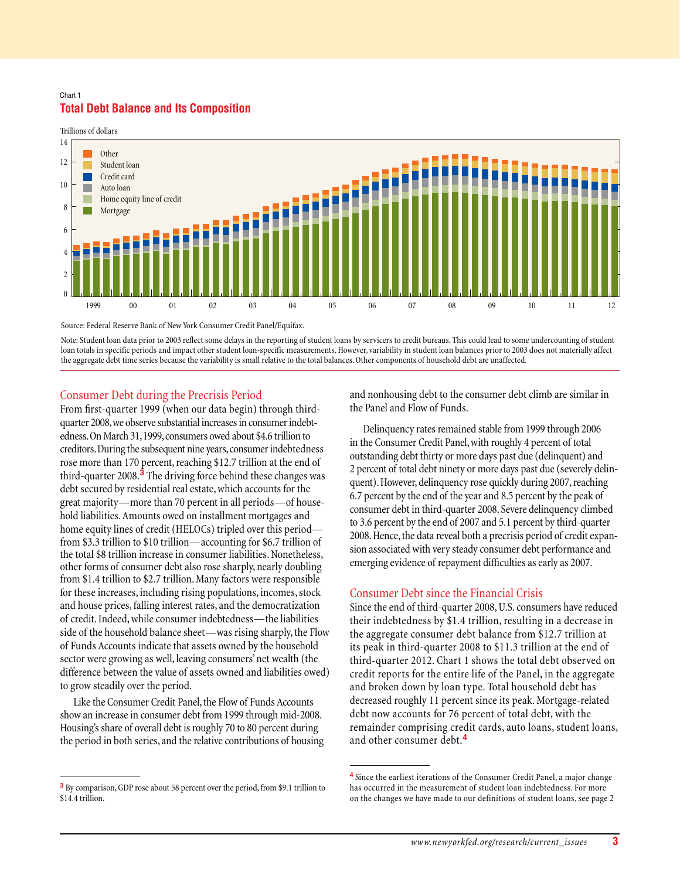Chart 1

**Total Debt Balance and Its Composition**

Trillions of dollars

Source: Federal Reserve Bank of New York Consumer Credit Panel/Equifax.

Note: Student loan data prior to 2003 reflect some delays in the reporting of student loans by servicers to credit bureaus. This could lead to some undercounting of student loan totals in specific periods and impact other student loan-specific measurements. However, variability in student loan balances prior to 2003 does not materially affect the aggregate debt time series because the variability is small relative to the total balances. Other components of household debt are unaffected.

## Consumer Debt during the Precrisis Period

From first-quarter 1999 (when our data begin) through third-quarter 2008, we observe substantial increases in consumer indebtedness. On March 31, 1999, consumers owed about $4.6 trillion to creditors. During the subsequent nine years, consumer indebtedness rose more than 170 percent, reaching $12.7 trillion at the end of third-quarter 2008.[3] The driving force behind these changes was debt secured by residential real estate, which accounts for the great majority—more than 70 percent in all periods—of household liabilities. Amounts owed on installment mortgages and home equity lines of credit (HELOCs) tripled over this period—from $3.3 trillion to $10 trillion—accounting for $6.7 trillion of the total $8 trillion increase in consumer liabilities. Nonetheless, other forms of consumer debt also rose sharply, nearly doubling from $1.4 trillion to $2.7 trillion. Many factors were responsible for these increases, including rising populations, incomes, stock and house prices, falling interest rates, and the democratization of credit. Indeed, while consumer indebtedness—the liabilities side of the household balance sheet—was rising sharply, the Flow of Funds Accounts indicate that assets owned by the household sector were growing as well, leaving consumers' net wealth (the difference between the value of assets owned and liabilities owed) to grow steadily over the period.

Like the Consumer Credit Panel, the Flow of Funds Accounts show an increase in consumer debt from 1999 through mid-2008. Housing's share of overall debt is roughly 70 to 80 percent during the period in both series, and the relative contributions of housing and nonhousing debt to the consumer debt climb are similar in the Panel and Flow of Funds.

Delinquency rates remained stable from 1999 through 2006 in the Consumer Credit Panel, with roughly 4 percent of total outstanding debt thirty or more days past due (delinquent) and 2 percent of total debt ninety or more days past due (severely delinquent). However, delinquency rose quickly during 2007, reaching 6.7 percent by the end of the year and 8.5 percent by the peak of consumer debt in third-quarter 2008. Severe delinquency climbed to 3.6 percent by the end of 2007 and 5.1 percent by third-quarter 2008. Hence, the data reveal both a precrisis period of credit expansion associated with very steady consumer debt performance and emerging evidence of repayment difficulties as early as 2007.

## Consumer Debt since the Financial Crisis

Since the end of third-quarter 2008, U.S. consumers have reduced their indebtedness by $1.4 trillion, resulting in a decrease in the aggregate consumer debt balance from $12.7 trillion at its peak in third-quarter 2008 to $11.3 trillion at the end of third-quarter 2012. Chart 1 shows the total debt observed on credit reports for the entire life of the Panel, in the aggregate and broken down by loan type. Total household debt has decreased roughly 11 percent since its peak. Mortgage-related debt now accounts for 76 percent of total debt, with the remainder comprising credit cards, auto loans, student loans, and other consumer debt.[4]

---

[3] By comparison, GDP rose about 58 percent over the period, from $9.1 trillion to $14.4 trillion.

[4] Since the earliest iterations of the Consumer Credit Panel, a major change has occurred in the measurement of student loan indebtedness. For more on the changes we have made to our definitions of student loans, see page 2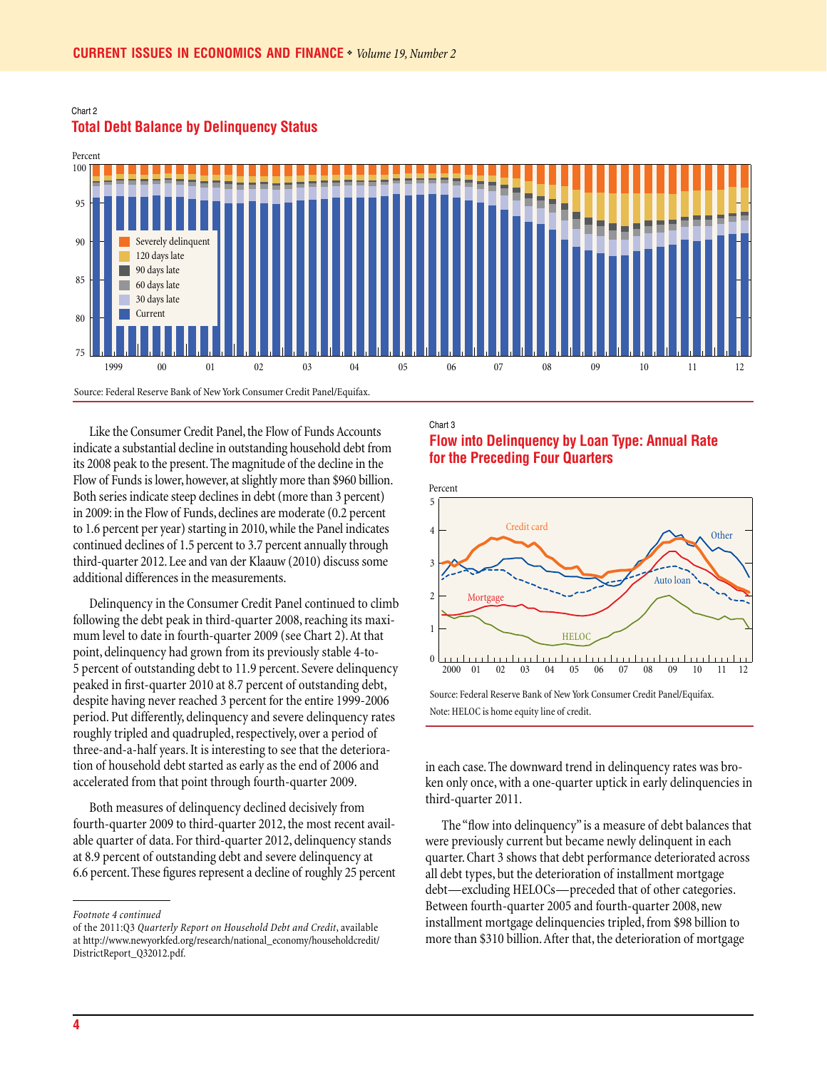Chart 2

**Total Debt Balance by Delinquency Status**

Source: Federal Reserve Bank of New York Consumer Credit Panel/Equifax.

Like the Consumer Credit Panel, the Flow of Funds Accounts indicate a substantial decline in outstanding household debt from its 2008 peak to the present. The magnitude of the decline in the Flow of Funds is lower, however, at slightly more than $960 billion. Both series indicate steep declines in debt (more than 3 percent) in 2009: in the Flow of Funds, declines are moderate (0.2 percent to 1.6 percent per year) starting in 2010, while the Panel indicates continued declines of 1.5 percent to 3.7 percent annually through third-quarter 2012. Lee and van der Klaauw (2010) discuss some additional differences in the measurements.

Delinquency in the Consumer Credit Panel continued to climb following the debt peak in third-quarter 2008, reaching its maximum level to date in fourth-quarter 2009 (see Chart 2). At that point, delinquency had grown from its previously stable 4-to-5 percent of outstanding debt to 11.9 percent. Severe delinquency peaked in first-quarter 2010 at 8.7 percent of outstanding debt, despite having never reached 3 percent for the entire 1999-2006 period. Put differently, delinquency and severe delinquency rates roughly tripled and quadrupled, respectively, over a period of three-and-a-half years. It is interesting to see that the deterioration of household debt started as early as the end of 2006 and accelerated from that point through fourth-quarter 2009.

Both measures of delinquency declined decisively from fourth-quarter 2009 to third-quarter 2012, the most recent available quarter of data. For third-quarter 2012, delinquency stands at 8.9 percent of outstanding debt and severe delinquency at 6.6 percent. These figures represent a decline of roughly 25 percent in each case. The downward trend in delinquency rates was broken only once, with a one-quarter uptick in early delinquencies in third-quarter 2011.

Chart 3

**Flow into Delinquency by Loan Type: Annual Rate for the Preceding Four Quarters**

Source: Federal Reserve Bank of New York Consumer Credit Panel/Equifax.

Note: HELOC is home equity line of credit.

The "flow into delinquency" is a measure of debt balances that were previously current but became newly delinquent in each quarter. Chart 3 shows that debt performance deteriorated across all debt types, but the deterioration of installment mortgage debt—excluding HELOCs—preceded that of other categories. Between fourth-quarter 2005 and fourth-quarter 2008, new installment mortgage delinquencies tripled, from $98 billion to more than $310 billion. After that, the deterioration of mortgage

---

*Footnote 4 continued*

of the 2011:Q3 *Quarterly Report on Household Debt and Credit*, available at http://www.newyorkfed.org/research/national_economy/householdcredit/DistrictReport_Q32012.pdf.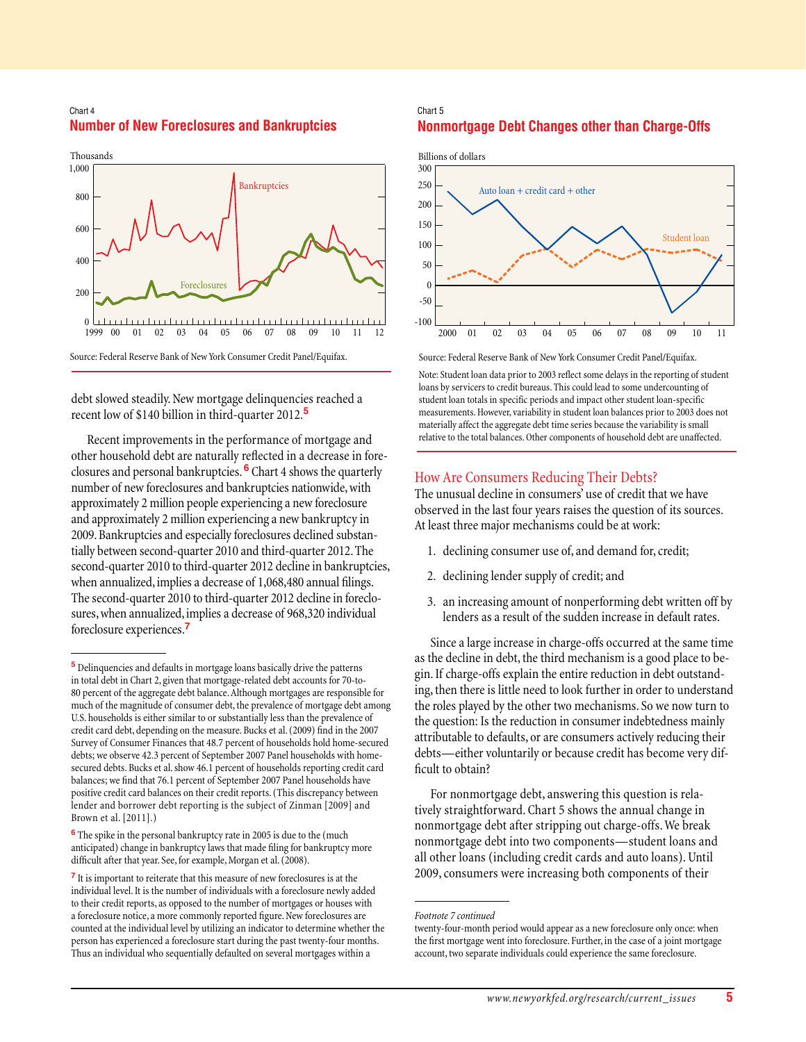Chart 4

**Number of New Foreclosures and Bankruptcies**

Source: Federal Reserve Bank of New York Consumer Credit Panel/Equifax.

debt slowed steadily. New mortgage delinquencies reached a recent low of $140 billion in third-quarter 2012.[5]

Recent improvements in the performance of mortgage and other household debt are naturally reflected in a decrease in foreclosures and personal bankruptcies.[6] Chart 4 shows the quarterly number of new foreclosures and bankruptcies nationwide, with approximately 2 million people experiencing a new foreclosure and approximately 2 million experiencing a new bankruptcy in 2009. Bankruptcies and especially foreclosures declined substantially between second-quarter 2010 and third-quarter 2012. The second-quarter 2010 to third-quarter 2012 decline in bankruptcies, when annualized, implies a decrease of 1,068,480 annual filings. The second-quarter 2010 to third-quarter 2012 decline in foreclosures, when annualized, implies a decrease of 968,320 individual foreclosure experiences.[7]

Chart 5

**Nonmortgage Debt Changes other than Charge-Offs**

Source: Federal Reserve Bank of New York Consumer Credit Panel/Equifax.

Note: Student loan data prior to 2003 reflect some delays in the reporting of student loans by servicers to credit bureaus. This could lead to some undercounting of student loan totals in specific periods and impact other student loan-specific measurements. However, variability in student loan balances prior to 2003 does not materially affect the aggregate debt time series because the variability is small relative to the total balances. Other components of household debt are unaffected.

## How Are Consumers Reducing Their Debts?

The unusual decline in consumers' use of credit that we have observed in the last four years raises the question of its sources. At least three major mechanisms could be at work:

1. declining consumer use of, and demand for, credit;
2. declining lender supply of credit; and
3. an increasing amount of nonperforming debt written off by lenders as a result of the sudden increase in default rates.

Since a large increase in charge-offs occurred at the same time as the decline in debt, the third mechanism is a good place to begin. If charge-offs explain the entire reduction in debt outstanding, then there is little need to look further in order to understand the roles played by the other two mechanisms. So we now turn to the question: Is the reduction in consumer indebtedness mainly attributable to defaults, or are consumers actively reducing their debts—either voluntarily or because credit has become very difficult to obtain?

For nonmortgage debt, answering this question is relatively straightforward. Chart 5 shows the annual change in nonmortgage debt after stripping out charge-offs. We break nonmortgage debt into two components—student loans and all other loans (including credit cards and auto loans). Until 2009, consumers were increasing both components of their

---

[5] Delinquencies and defaults in mortgage loans basically drive the patterns in total debt in Chart 2, given that mortgage-related debt accounts for 70-to-80 percent of the aggregate debt balance. Although mortgages are responsible for much of the magnitude of consumer debt, the prevalence of mortgage debt among U.S. households is either similar to or substantially less than the prevalence of credit card debt, depending on the measure. Bucks et al. (2009) find in the 2007 Survey of Consumer Finances that 48.7 percent of households hold home-secured debts; we observe 42.3 percent of September 2007 Panel households with home-secured debts. Bucks et al. show 46.1 percent of households reporting credit card balances; we find that 76.1 percent of September 2007 Panel households have positive credit card balances on their credit reports. (This discrepancy between lender and borrower debt reporting is the subject of Zinman [2009] and Brown et al. [2011].)

[6] The spike in the personal bankruptcy rate in 2005 is due to the (much anticipated) change in bankruptcy laws that made filing for bankruptcy more difficult after that year. See, for example, Morgan et al. (2008).

[7] It is important to reiterate that this measure of new foreclosures is at the individual level. It is the number of individuals with a foreclosure newly added to their credit reports, as opposed to the number of mortgages or houses with a foreclosure notice, a more commonly reported figure. New foreclosures are counted at the individual level by utilizing an indicator to determine whether the person has experienced a foreclosure start during the past twenty-four months. Thus an individual who sequentially defaulted on several mortgages within a twenty-four-month period would appear as a new foreclosure only once: when the first mortgage went into foreclosure. Further, in the case of a joint mortgage account, two separate individuals could experience the same foreclosure.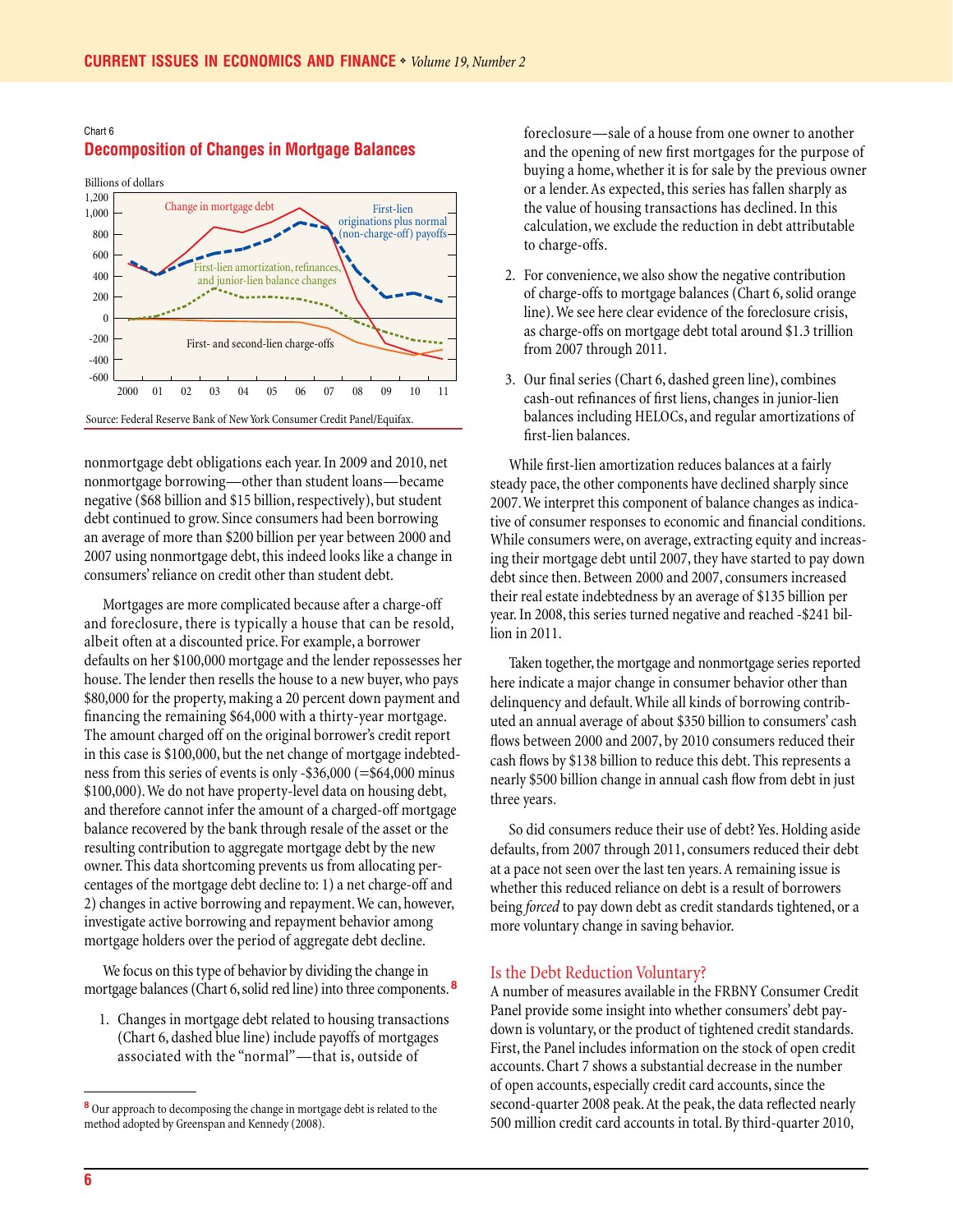Chart 6

## Decomposition of Changes in Mortgage Balances

Billions of dollars

Source: Federal Reserve Bank of New York Consumer Credit Panel/Equifax.

nonmortgage debt obligations each year. In 2009 and 2010, net nonmortgage borrowing—other than student loans—became negative ($68 billion and $15 billion, respectively), but student debt continued to grow. Since consumers had been borrowing an average of more than $200 billion per year between 2000 and 2007 using nonmortgage debt, this indeed looks like a change in consumers' reliance on credit other than student debt.

Mortgages are more complicated because after a charge-off and foreclosure, there is typically a house that can be resold, albeit often at a discounted price. For example, a borrower defaults on her $100,000 mortgage and the lender repossesses her house. The lender then resells the house to a new buyer, who pays $80,000 for the property, making a 20 percent down payment and financing the remaining $64,000 with a thirty-year mortgage. The amount charged off on the original borrower's credit report in this case is $100,000, but the net change of mortgage indebtedness from this series of events is only -$36,000 (=$64,000 minus $100,000). We do not have property-level data on housing debt, and therefore cannot infer the amount of a charged-off mortgage balance recovered by the bank through resale of the asset or the resulting contribution to aggregate mortgage debt by the new owner. This data shortcoming prevents us from allocating percentages of the mortgage debt decline to: 1) a net charge-off and 2) changes in active borrowing and repayment. We can, however, investigate active borrowing and repayment behavior among mortgage holders over the period of aggregate debt decline.

We focus on this type of behavior by dividing the change in mortgage balances (Chart 6, solid red line) into three components.[8]

1. Changes in mortgage debt related to housing transactions (Chart 6, dashed blue line) include payoffs of mortgages associated with the "normal"—that is, outside of foreclosure—sale of a house from one owner to another and the opening of new first mortgages for the purpose of buying a home, whether it is for sale by the previous owner or a lender. As expected, this series has fallen sharply as the value of housing transactions has declined. In this calculation, we exclude the reduction in debt attributable to charge-offs.
2. For convenience, we also show the negative contribution of charge-offs to mortgage balances (Chart 6, solid orange line). We see here clear evidence of the foreclosure crisis, as charge-offs on mortgage debt total around $1.3 trillion from 2007 through 2011.
3. Our final series (Chart 6, dashed green line), combines cash-out refinances of first liens, changes in junior-lien balances including HELOCs, and regular amortizations of first-lien balances.

While first-lien amortization reduces balances at a fairly steady pace, the other components have declined sharply since 2007. We interpret this component of balance changes as indicative of consumer responses to economic and financial conditions. While consumers were, on average, extracting equity and increasing their mortgage debt until 2007, they have started to pay down debt since then. Between 2000 and 2007, consumers increased their real estate indebtedness by an average of $135 billion per year. In 2008, this series turned negative and reached -$241 billion in 2011.

Taken together, the mortgage and nonmortgage series reported here indicate a major change in consumer behavior other than delinquency and default. While all kinds of borrowing contributed an annual average of about $350 billion to consumers' cash flows between 2000 and 2007, by 2010 consumers reduced their cash flows by $138 billion to reduce this debt. This represents a nearly $500 billion change in annual cash flow from debt in just three years.

So did consumers reduce their use of debt? Yes. Holding aside defaults, from 2007 through 2011, consumers reduced their debt at a pace not seen over the last ten years. A remaining issue is whether this reduced reliance on debt is a result of borrowers being *forced* to pay down debt as credit standards tightened, or a more voluntary change in saving behavior.

### Is the Debt Reduction Voluntary?

A number of measures available in the FRBNY Consumer Credit Panel provide some insight into whether consumers' debt paydown is voluntary, or the product of tightened credit standards. First, the Panel includes information on the stock of open credit accounts. Chart 7 shows a substantial decrease in the number of open accounts, especially credit card accounts, since the second-quarter 2008 peak. At the peak, the data reflected nearly 500 million credit card accounts in total. By third-quarter 2010,

---

[8] Our approach to decomposing the change in mortgage debt is related to the method adopted by Greenspan and Kennedy (2008).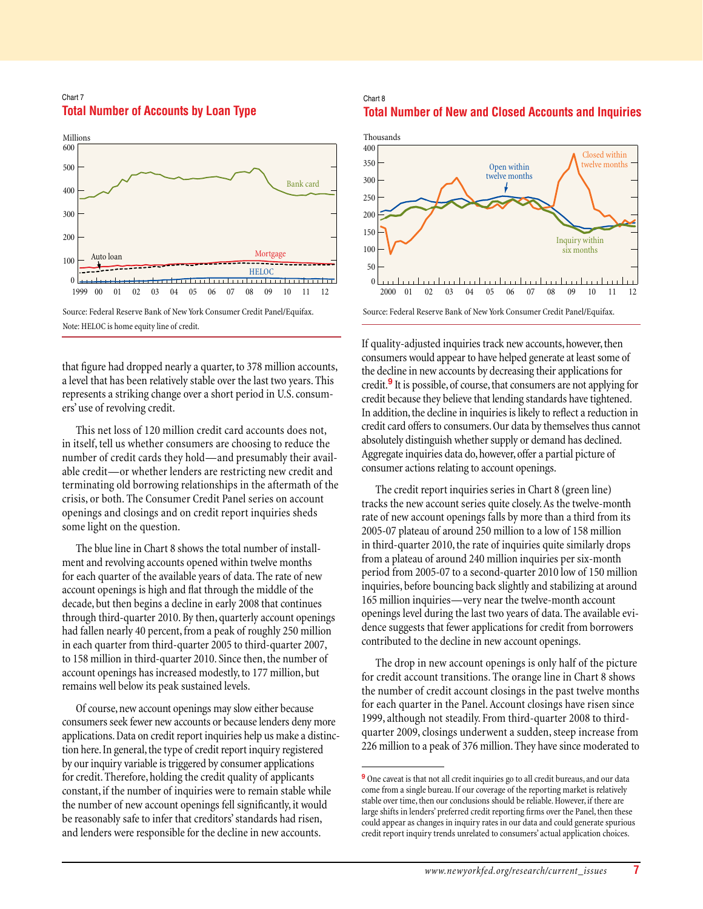Chart 7

**Total Number of Accounts by Loan Type**

Source: Federal Reserve Bank of New York Consumer Credit Panel/Equifax.

Note: HELOC is home equity line of credit.

Chart 8

**Total Number of New and Closed Accounts and Inquiries**

Source: Federal Reserve Bank of New York Consumer Credit Panel/Equifax.

that figure had dropped nearly a quarter, to 378 million accounts, a level that has been relatively stable over the last two years. This represents a striking change over a short period in U.S. consumers' use of revolving credit.

This net loss of 120 million credit card accounts does not, in itself, tell us whether consumers are choosing to reduce the number of credit cards they hold—and presumably their available credit—or whether lenders are restricting new credit and terminating old borrowing relationships in the aftermath of the crisis, or both. The Consumer Credit Panel series on account openings and closings and on credit report inquiries sheds some light on the question.

The blue line in Chart 8 shows the total number of installment and revolving accounts opened within twelve months for each quarter of the available years of data. The rate of new account openings is high and flat through the middle of the decade, but then begins a decline in early 2008 that continues through third-quarter 2010. By then, quarterly account openings had fallen nearly 40 percent, from a peak of roughly 250 million in each quarter from third-quarter 2005 to third-quarter 2007, to 158 million in third-quarter 2010. Since then, the number of account openings has increased modestly, to 177 million, but remains well below its peak sustained levels.

Of course, new account openings may slow either because consumers seek fewer new accounts or because lenders deny more applications. Data on credit report inquiries help us make a distinction here. In general, the type of credit report inquiry registered by our inquiry variable is triggered by consumer applications for credit. Therefore, holding the credit quality of applicants constant, if the number of inquiries were to remain stable while the number of new account openings fell significantly, it would be reasonably safe to infer that creditors' standards had risen, and lenders were responsible for the decline in new accounts.

If quality-adjusted inquiries track new accounts, however, then consumers would appear to have helped generate at least some of the decline in new accounts by decreasing their applications for credit.[9] It is possible, of course, that consumers are not applying for credit because they believe that lending standards have tightened. In addition, the decline in inquiries is likely to reflect a reduction in credit card offers to consumers. Our data by themselves thus cannot absolutely distinguish whether supply or demand has declined. Aggregate inquiries data do, however, offer a partial picture of consumer actions relating to account openings.

The credit report inquiries series in Chart 8 (green line) tracks the new account series quite closely. As the twelve-month rate of new account openings falls by more than a third from its 2005-07 plateau of around 250 million to a low of 158 million in third-quarter 2010, the rate of inquiries quite similarly drops from a plateau of around 240 million inquiries per six-month period from 2005-07 to a second-quarter 2010 low of 150 million inquiries, before bouncing back slightly and stabilizing at around 165 million inquiries—very near the twelve-month account openings level during the last two years of data. The available evidence suggests that fewer applications for credit from borrowers contributed to the decline in new account openings.

The drop in new account openings is only half of the picture for credit account transitions. The orange line in Chart 8 shows the number of credit account closings in the past twelve months for each quarter in the Panel. Account closings have risen since 1999, although not steadily. From third-quarter 2008 to third-quarter 2009, closings underwent a sudden, steep increase from 226 million to a peak of 376 million. They have since moderated to

[9] One caveat is that not all credit inquiries go to all credit bureaus, and our data come from a single bureau. If our coverage of the reporting market is relatively stable over time, then our conclusions should be reliable. However, if there are large shifts in lenders' preferred credit reporting firms over the Panel, then these could appear as changes in inquiry rates in our data and could generate spurious credit report inquiry trends unrelated to consumers' actual application choices.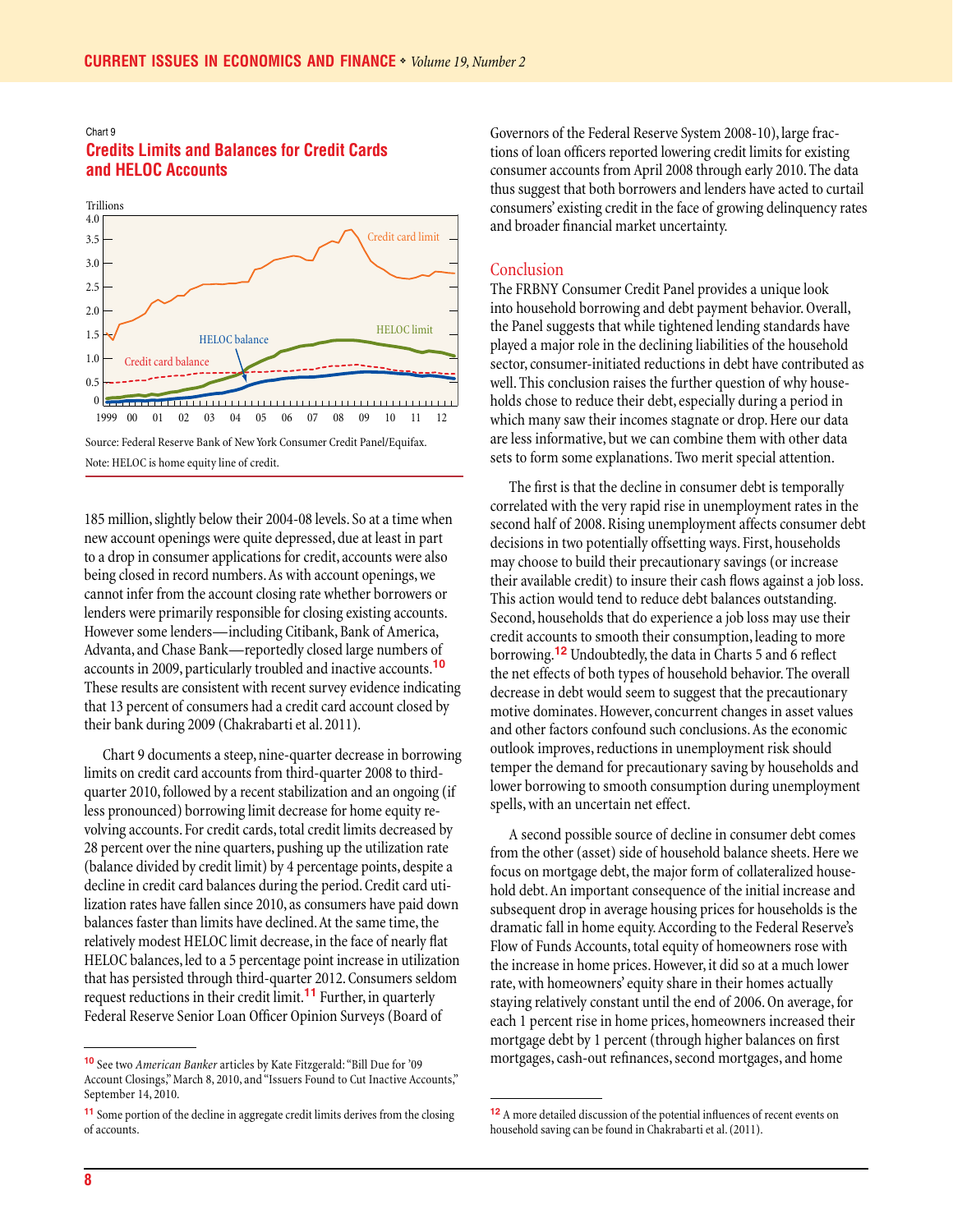Chart 9

**Credits Limits and Balances for Credit Cards and HELOC Accounts**

Source: Federal Reserve Bank of New York Consumer Credit Panel/Equifax.

Note: HELOC is home equity line of credit.

185 million, slightly below their 2004-08 levels. So at a time when new account openings were quite depressed, due at least in part to a drop in consumer applications for credit, accounts were also being closed in record numbers. As with account openings, we cannot infer from the account closing rate whether borrowers or lenders were primarily responsible for closing existing accounts. However some lenders—including Citibank, Bank of America, Advanta, and Chase Bank—reportedly closed large numbers of accounts in 2009, particularly troubled and inactive accounts.[10] These results are consistent with recent survey evidence indicating that 13 percent of consumers had a credit card account closed by their bank during 2009 (Chakrabarti et al. 2011).

Chart 9 documents a steep, nine-quarter decrease in borrowing limits on credit card accounts from third-quarter 2008 to third-quarter 2010, followed by a recent stabilization and an ongoing (if less pronounced) borrowing limit decrease for home equity revolving accounts. For credit cards, total credit limits decreased by 28 percent over the nine quarters, pushing up the utilization rate (balance divided by credit limit) by 4 percentage points, despite a decline in credit card balances during the period. Credit card utilization rates have fallen since 2010, as consumers have paid down balances faster than limits have declined. At the same time, the relatively modest HELOC limit decrease, in the face of nearly flat HELOC balances, led to a 5 percentage point increase in utilization that has persisted through third-quarter 2012. Consumers seldom request reductions in their credit limit.[11] Further, in quarterly Federal Reserve Senior Loan Officer Opinion Surveys (Board of Governors of the Federal Reserve System 2008-10), large fractions of loan officers reported lowering credit limits for existing consumer accounts from April 2008 through early 2010. The data thus suggest that both borrowers and lenders have acted to curtail consumers' existing credit in the face of growing delinquency rates and broader financial market uncertainty.

## Conclusion

The FRBNY Consumer Credit Panel provides a unique look into household borrowing and debt payment behavior. Overall, the Panel suggests that while tightened lending standards have played a major role in the declining liabilities of the household sector, consumer-initiated reductions in debt have contributed as well. This conclusion raises the further question of why households chose to reduce their debt, especially during a period in which many saw their incomes stagnate or drop. Here our data are less informative, but we can combine them with other data sets to form some explanations. Two merit special attention.

The first is that the decline in consumer debt is temporally correlated with the very rapid rise in unemployment rates in the second half of 2008. Rising unemployment affects consumer debt decisions in two potentially offsetting ways. First, households may choose to build their precautionary savings (or increase their available credit) to insure their cash flows against a job loss. This action would tend to reduce debt balances outstanding. Second, households that do experience a job loss may use their credit accounts to smooth their consumption, leading to more borrowing.[12] Undoubtedly, the data in Charts 5 and 6 reflect the net effects of both types of household behavior. The overall decrease in debt would seem to suggest that the precautionary motive dominates. However, concurrent changes in asset values and other factors confound such conclusions. As the economic outlook improves, reductions in unemployment risk should temper the demand for precautionary saving by households and lower borrowing to smooth consumption during unemployment spells, with an uncertain net effect.

A second possible source of decline in consumer debt comes from the other (asset) side of household balance sheets. Here we focus on mortgage debt, the major form of collateralized household debt. An important consequence of the initial increase and subsequent drop in average housing prices for households is the dramatic fall in home equity. According to the Federal Reserve's Flow of Funds Accounts, total equity of homeowners rose with the increase in home prices. However, it did so at a much lower rate, with homeowners' equity share in their homes actually staying relatively constant until the end of 2006. On average, for each 1 percent rise in home prices, homeowners increased their mortgage debt by 1 percent (through higher balances on first mortgages, cash-out refinances, second mortgages, and home

---

[10] See two *American Banker* articles by Kate Fitzgerald: "Bill Due for '09 Account Closings," March 8, 2010, and "Issuers Found to Cut Inactive Accounts," September 14, 2010.

[11] Some portion of the decline in aggregate credit limits derives from the closing of accounts.

[12] A more detailed discussion of the potential influences of recent events on household saving can be found in Chakrabarti et al. (2011).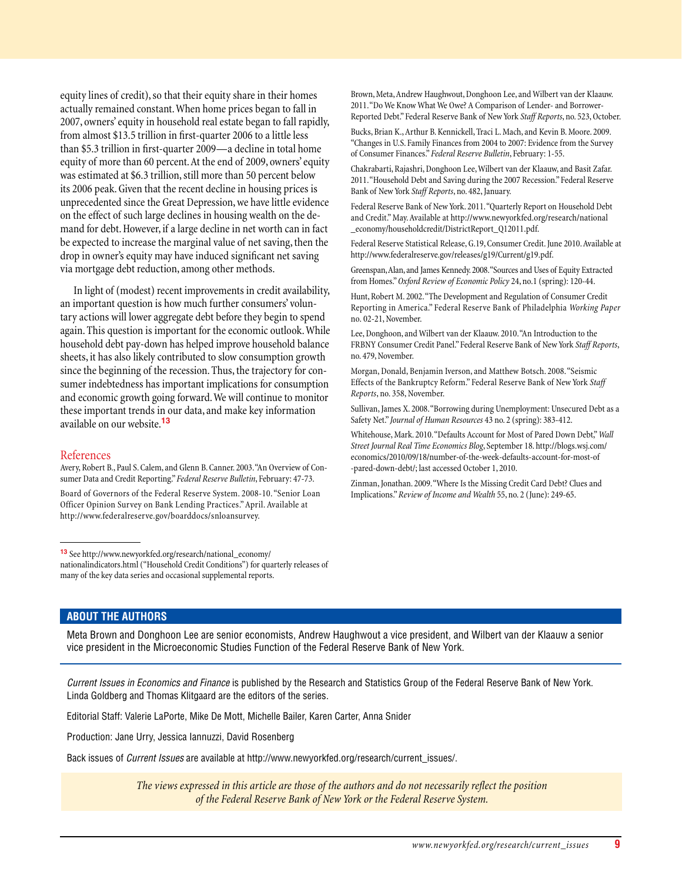equity lines of credit), so that their equity share in their homes actually remained constant. When home prices began to fall in 2007, owners' equity in household real estate began to fall rapidly, from almost $13.5 trillion in first-quarter 2006 to a little less than $5.3 trillion in first-quarter 2009—a decline in total home equity of more than 60 percent. At the end of 2009, owners' equity was estimated at $6.3 trillion, still more than 50 percent below its 2006 peak. Given that the recent decline in housing prices is unprecedented since the Great Depression, we have little evidence on the effect of such large declines in housing wealth on the demand for debt. However, if a large decline in net worth can in fact be expected to increase the marginal value of net saving, then the drop in owner's equity may have induced significant net saving via mortgage debt reduction, among other methods.

In light of (modest) recent improvements in credit availability, an important question is how much further consumers' voluntary actions will lower aggregate debt before they begin to spend again. This question is important for the economic outlook. While household debt pay-down has helped improve household balance sheets, it has also likely contributed to slow consumption growth since the beginning of the recession. Thus, the trajectory for consumer indebtedness has important implications for consumption and economic growth going forward. We will continue to monitor these important trends in our data, and make key information available on our website.[13]

## References

Avery, Robert B., Paul S. Calem, and Glenn B. Canner. 2003. "An Overview of Consumer Data and Credit Reporting." *Federal Reserve Bulletin*, February: 47-73.

Board of Governors of the Federal Reserve System. 2008-10. "Senior Loan Officer Opinion Survey on Bank Lending Practices." April. Available at http://www.federalreserve.gov/boarddocs/snloansurvey.

Brown, Meta, Andrew Haughwout, Donghoon Lee, and Wilbert van der Klaauw. 2011. "Do We Know What We Owe? A Comparison of Lender- and Borrower-Reported Debt." Federal Reserve Bank of New York *Staff Reports*, no. 523, October.

Bucks, Brian K., Arthur B. Kennickell, Traci L. Mach, and Kevin B. Moore. 2009. "Changes in U.S. Family Finances from 2004 to 2007: Evidence from the Survey of Consumer Finances." *Federal Reserve Bulletin*, February: 1-55.

Chakrabarti, Rajashri, Donghoon Lee, Wilbert van der Klaauw, and Basit Zafar. 2011. "Household Debt and Saving during the 2007 Recession." Federal Reserve Bank of New York *Staff Reports*, no. 482, January.

Federal Reserve Bank of New York. 2011. "Quarterly Report on Household Debt and Credit." May. Available at http://www.newyorkfed.org/research/national_economy/householdcredit/DistrictReport_Q12011.pdf.

Federal Reserve Statistical Release, G.19, Consumer Credit. June 2010. Available at http://www.federalreserve.gov/releases/g19/Current/g19.pdf.

Greenspan, Alan, and James Kennedy. 2008. "Sources and Uses of Equity Extracted from Homes." *Oxford Review of Economic Policy* 24, no.1 (spring): 120-44.

Hunt, Robert M. 2002. "The Development and Regulation of Consumer Credit Reporting in America." Federal Reserve Bank of Philadelphia *Working Paper* no. 02-21, November.

Lee, Donghoon, and Wilbert van der Klaauw. 2010. "An Introduction to the FRBNY Consumer Credit Panel." Federal Reserve Bank of New York *Staff Reports*, no. 479, November.

Morgan, Donald, Benjamin Iverson, and Matthew Botsch. 2008. "Seismic Effects of the Bankruptcy Reform." Federal Reserve Bank of New York *Staff Reports*, no. 358, November.

Sullivan, James X. 2008. "Borrowing during Unemployment: Unsecured Debt as a Safety Net." *Journal of Human Resources* 43 no. 2 (spring): 383-412.

Whitehouse, Mark. 2010. "Defaults Account for Most of Pared Down Debt," *Wall Street Journal Real Time Economics Blog*, September 18. http://blogs.wsj.com/economics/2010/09/18/number-of-the-week-defaults-account-for-most-of-pared-down-debt/; last accessed October 1, 2010.

Zinman, Jonathan. 2009. "Where Is the Missing Credit Card Debt? Clues and Implications." *Review of Income and Wealth* 55, no. 2 (June): 249-65.

---

[13] See http://www.newyorkfed.org/research/national_economy/nationalindicators.html ("Household Credit Conditions") for quarterly releases of many of the key data series and occasional supplemental reports.

## ABOUT THE AUTHORS

Meta Brown and Donghoon Lee are senior economists, Andrew Haughwout a vice president, and Wilbert van der Klaauw a senior vice president in the Microeconomic Studies Function of the Federal Reserve Bank of New York.

---

*Current Issues in Economics and Finance* is published by the Research and Statistics Group of the Federal Reserve Bank of New York. Linda Goldberg and Thomas Klitgaard are the editors of the series.

Editorial Staff: Valerie LaPorte, Mike De Mott, Michelle Bailer, Karen Carter, Anna Snider

Production: Jane Urry, Jessica Iannuzzi, David Rosenberg

Back issues of *Current Issues* are available at http://www.newyorkfed.org/research/current_issues/.

*The views expressed in this article are those of the authors and do not necessarily reflect the position of the Federal Reserve Bank of New York or the Federal Reserve System.*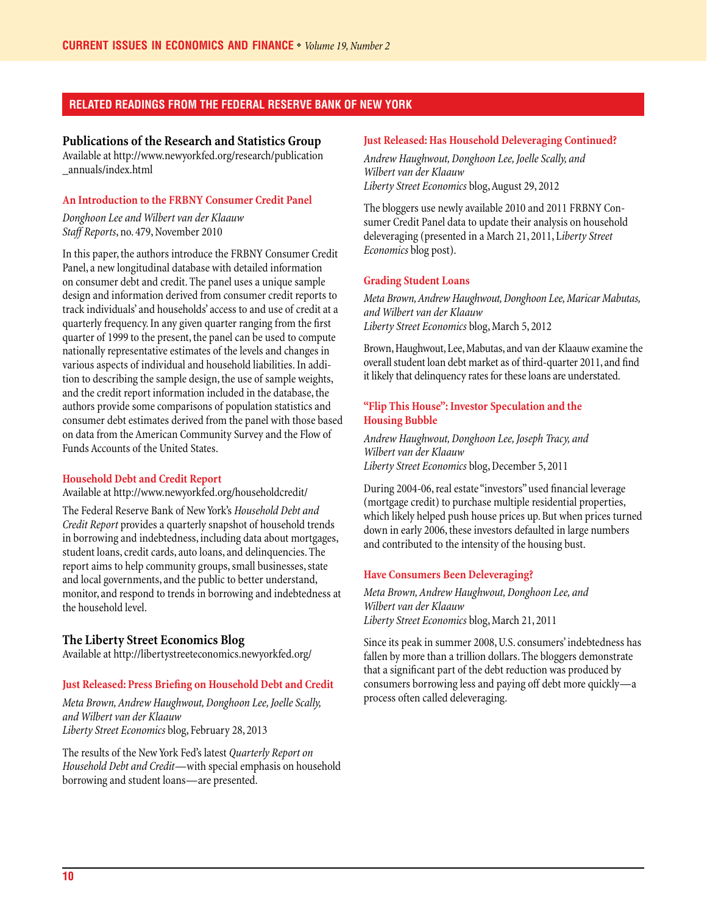## RELATED READINGS FROM THE FEDERAL RESERVE BANK OF NEW YORK

### Publications of the Research and Statistics Group

Available at http://www.newyorkfed.org/research/publication_annuals/index.html

#### An Introduction to the FRBNY Consumer Credit Panel

*Donghoon Lee and Wilbert van der Klaauw*
*Staff Reports*, no. 479, November 2010

In this paper, the authors introduce the FRBNY Consumer Credit Panel, a new longitudinal database with detailed information on consumer debt and credit. The panel uses a unique sample design and information derived from consumer credit reports to track individuals' and households' access to and use of credit at a quarterly frequency. In any given quarter ranging from the first quarter of 1999 to the present, the panel can be used to compute nationally representative estimates of the levels and changes in various aspects of individual and household liabilities. In addition to describing the sample design, the use of sample weights, and the credit report information included in the database, the authors provide some comparisons of population statistics and consumer debt estimates derived from the panel with those based on data from the American Community Survey and the Flow of Funds Accounts of the United States.

#### Household Debt and Credit Report

Available at http://www.newyorkfed.org/householdcredit/

The Federal Reserve Bank of New York's *Household Debt and Credit Report* provides a quarterly snapshot of household trends in borrowing and indebtedness, including data about mortgages, student loans, credit cards, auto loans, and delinquencies. The report aims to help community groups, small businesses, state and local governments, and the public to better understand, monitor, and respond to trends in borrowing and indebtedness at the household level.

### The Liberty Street Economics Blog

Available at http://libertystreeteconomics.newyorkfed.org/

#### Just Released: Press Briefing on Household Debt and Credit

*Meta Brown, Andrew Haughwout, Donghoon Lee, Joelle Scally, and Wilbert van der Klaauw*
*Liberty Street Economics* blog, February 28, 2013

The results of the New York Fed's latest *Quarterly Report on Household Debt and Credit*—with special emphasis on household borrowing and student loans—are presented.

#### Just Released: Has Household Deleveraging Continued?

*Andrew Haughwout, Donghoon Lee, Joelle Scally, and Wilbert van der Klaauw*
*Liberty Street Economics* blog, August 29, 2012

The bloggers use newly available 2010 and 2011 FRBNY Consumer Credit Panel data to update their analysis on household deleveraging (presented in a March 21, 2011, *Liberty Street Economics* blog post).

#### Grading Student Loans

*Meta Brown, Andrew Haughwout, Donghoon Lee, Maricar Mabutas, and Wilbert van der Klaauw*
*Liberty Street Economics* blog, March 5, 2012

Brown, Haughwout, Lee, Mabutas, and van der Klaauw examine the overall student loan debt market as of third-quarter 2011, and find it likely that delinquency rates for these loans are understated.

#### "Flip This House": Investor Speculation and the Housing Bubble

*Andrew Haughwout, Donghoon Lee, Joseph Tracy, and Wilbert van der Klaauw*
*Liberty Street Economics* blog, December 5, 2011

During 2004-06, real estate "investors" used financial leverage (mortgage credit) to purchase multiple residential properties, which likely helped push house prices up. But when prices turned down in early 2006, these investors defaulted in large numbers and contributed to the intensity of the housing bust.

#### Have Consumers Been Deleveraging?

*Meta Brown, Andrew Haughwout, Donghoon Lee, and Wilbert van der Klaauw*
*Liberty Street Economics* blog, March 21, 2011

Since its peak in summer 2008, U.S. consumers' indebtedness has fallen by more than a trillion dollars. The bloggers demonstrate that a significant part of the debt reduction was produced by consumers borrowing less and paying off debt more quickly—a process often called deleveraging.